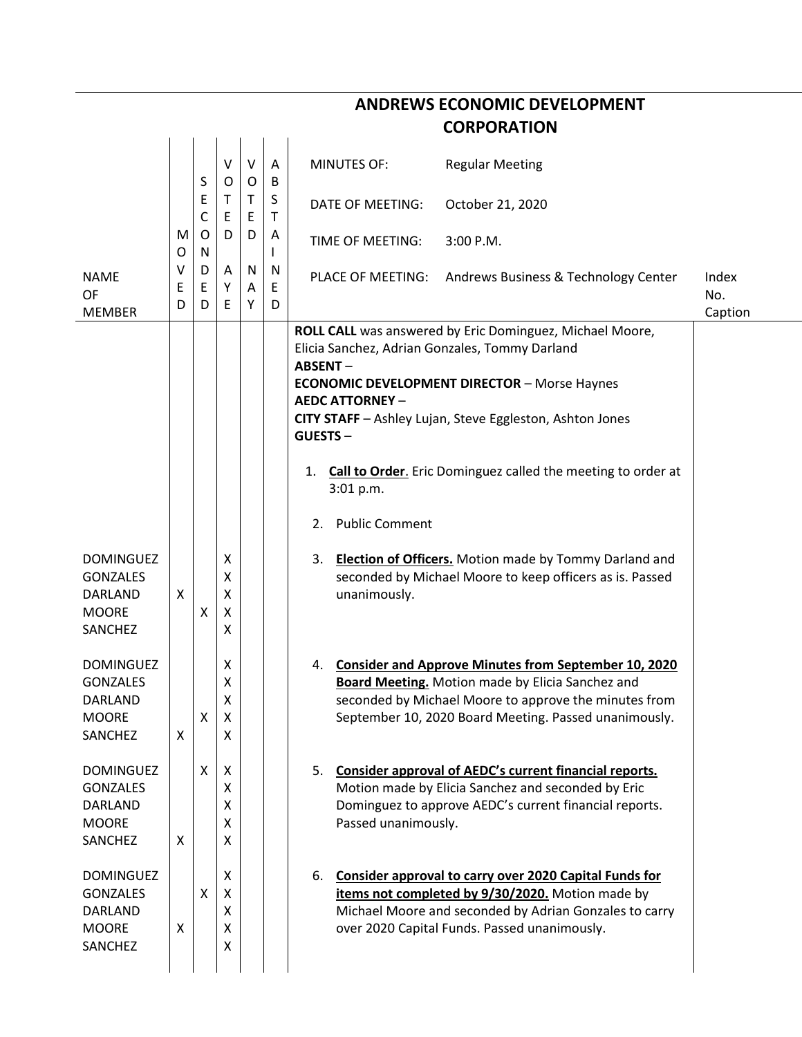# ANDREWS ECONOMIC DEVELOPMENT CORPORATION

| NAME OF MEMBER | MOVED | SECONDED | VOTED AYE | VOTED NAY | ABSTAINED | MINUTES OF: Regular Meeting<br>DATE OF MEETING: October 21, 2020<br>TIME OF MEETING: 3:00 P.M.<br>PLACE OF MEETING: Andrews Business & Technology Center | Index No. Caption |
|---|---|---|---|---|---|---|---|
| | | | | | | **ROLL CALL** was answered by Eric Dominguez, Michael Moore, Elicia Sanchez, Adrian Gonzales, Tommy Darland<br>**ABSENT** –<br>**ECONOMIC DEVELOPMENT DIRECTOR** – Morse Haynes<br>**AEDC ATTORNEY** –<br>**CITY STAFF** – Ashley Lujan, Steve Eggleston, Ashton Jones<br>**GUESTS** – | |
| | | | | | | 1. **Call to Order**. Eric Dominguez called the meeting to order at 3:01 p.m. | |
| | | | | | | 2. Public Comment | |
| DOMINGUEZ | | | X | | | 3. **Election of Officers.** Motion made by Tommy Darland and seconded by Michael Moore to keep officers as is. Passed unanimously. | |
| GONZALES | | | X | | | | |
| DARLAND | X | | X | | | | |
| MOORE | | X | X | | | | |
| SANCHEZ | | | X | | | | |
| DOMINGUEZ | | | X | | | 4. **Consider and Approve Minutes from September 10, 2020 Board Meeting.** Motion made by Elicia Sanchez and seconded by Michael Moore to approve the minutes from September 10, 2020 Board Meeting. Passed unanimously. | |
| GONZALES | | | X | | | | |
| DARLAND | | | X | | | | |
| MOORE | | X | X | | | | |
| SANCHEZ | X | | X | | | | |
| DOMINGUEZ | | X | X | | | 5. **Consider approval of AEDC's current financial reports.** Motion made by Elicia Sanchez and seconded by Eric Dominguez to approve AEDC's current financial reports. Passed unanimously. | |
| GONZALES | | | X | | | | |
| DARLAND | | | X | | | | |
| MOORE | | | X | | | | |
| SANCHEZ | X | | X | | | | |
| DOMINGUEZ | | | X | | | 6. **Consider approval to carry over 2020 Capital Funds for items not completed by 9/30/2020.** Motion made by Michael Moore and seconded by Adrian Gonzales to carry over 2020 Capital Funds. Passed unanimously. | |
| GONZALES | | X | X | | | | |
| DARLAND | | | X | | | | |
| MOORE | X | | X | | | | |
| SANCHEZ | | | X | | | | |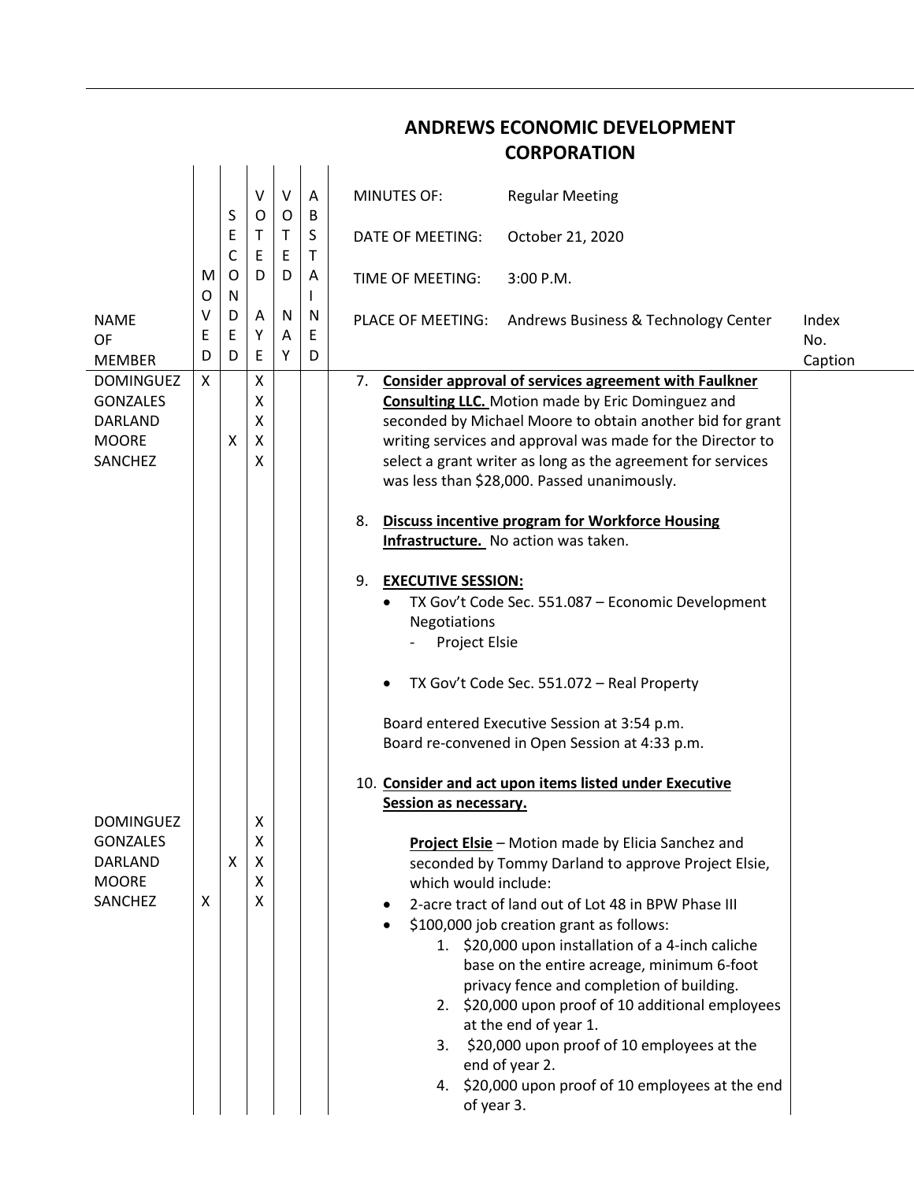# ANDREWS ECONOMIC DEVELOPMENT CORPORATION

| NAME OF MEMBER | MOVED | SECONDED | VOTED AYE | VOTED NAY | ABSTAINED |
|---|---|---|---|---|---|
| DOMINGUEZ | X | | X | | |
| GONZALES | | | X | | |
| DARLAND | | | X | | |
| MOORE | | X | X | | |
| SANCHEZ | | | X | | |

MINUTES OF: Regular Meeting

DATE OF MEETING: October 21, 2020

TIME OF MEETING: 3:00 P.M.

PLACE OF MEETING: Andrews Business & Technology Center

Index No. Caption

7. **Consider approval of services agreement with Faulkner Consulting LLC.** Motion made by Eric Dominguez and seconded by Michael Moore to obtain another bid for grant writing services and approval was made for the Director to select a grant writer as long as the agreement for services was less than $28,000. Passed unanimously.

8. **Discuss incentive program for Workforce Housing Infrastructure.** No action was taken.

9. **EXECUTIVE SESSION:**
   - TX Gov't Code Sec. 551.087 – Economic Development Negotiations
     - Project Elsie
   - TX Gov't Code Sec. 551.072 – Real Property

   Board entered Executive Session at 3:54 p.m.
   Board re-convened in Open Session at 4:33 p.m.

10. **Consider and act upon items listed under Executive Session as necessary.**

| NAME OF MEMBER | MOVED | SECONDED | VOTED AYE | VOTED NAY | ABSTAINED |
|---|---|---|---|---|---|
| DOMINGUEZ | | | X | | |
| GONZALES | | | X | | |
| DARLAND | | X | X | | |
| MOORE | | | X | | |
| SANCHEZ | X | | X | | |

**Project Elsie** – Motion made by Elicia Sanchez and seconded by Tommy Darland to approve Project Elsie, which would include:

- 2-acre tract of land out of Lot 48 in BPW Phase III
- $100,000 job creation grant as follows:
  1. $20,000 upon installation of a 4-inch caliche base on the entire acreage, minimum 6-foot privacy fence and completion of building.
  2. $20,000 upon proof of 10 additional employees at the end of year 1.
  3. $20,000 upon proof of 10 employees at the end of year 2.
  4. $20,000 upon proof of 10 employees at the end of year 3.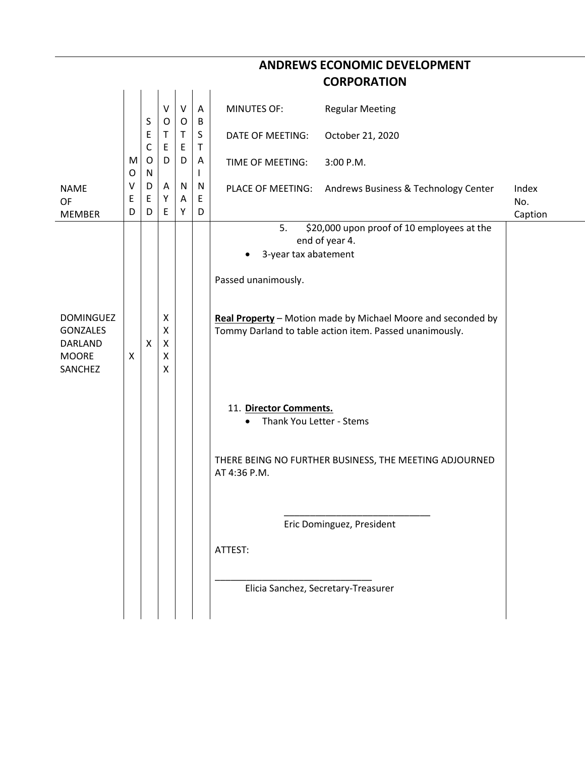# ANDREWS ECONOMIC DEVELOPMENT CORPORATION

MINUTES OF: Regular Meeting

DATE OF MEETING: October 21, 2020

TIME OF MEETING: 3:00 P.M.

PLACE OF MEETING: Andrews Business & Technology Center

| NAME OF MEMBER | MOVED | SECONDED | VOTED AYE | VOTED NAY | ABSTAINED | | Index No. Caption |
|---|---|---|---|---|---|---|---|
| | | | | | | 5. $20,000 upon proof of 10 employees at the end of year 4.<br>• 3-year tax abatement<br><br>Passed unanimously. | |
| DOMINGUEZ | | | X | | | **Real Property** – Motion made by Michael Moore and seconded by Tommy Darland to table action item. Passed unanimously. | |
| GONZALES | | | X | | | | |
| DARLAND | | X | X | | | | |
| MOORE | X | | X | | | | |
| SANCHEZ | | | X | | | | |
| | | | | | | 11. **Director Comments.**<br>• Thank You Letter - Stems | |
| | | | | | | THERE BEING NO FURTHER BUSINESS, THE MEETING ADJOURNED AT 4:36 P.M. | |

_____________________________
Eric Dominguez, President

ATTEST:

_____________________________
Elicia Sanchez, Secretary-Treasurer